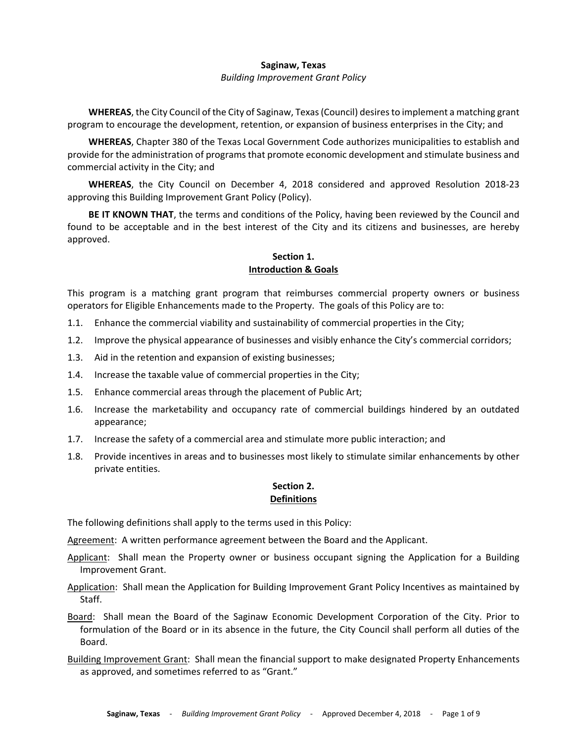**Saginaw, Texas**

*Building Improvement Grant Policy*

**WHEREAS**, the City Council of the City of Saginaw, Texas (Council) desires to implement a matching grant program to encourage the development, retention, or expansion of business enterprises in the City; and

**WHEREAS**, Chapter 380 of the Texas Local Government Code authorizes municipalities to establish and provide for the administration of programs that promote economic development and stimulate business and commercial activity in the City; and

**WHEREAS**, the City Council on December 4, 2018 considered and approved Resolution 2018-23 approving this Building Improvement Grant Policy (Policy).

**BE IT KNOWN THAT**, the terms and conditions of the Policy, having been reviewed by the Council and found to be acceptable and in the best interest of the City and its citizens and businesses, are hereby approved.

## Section 1.
## Introduction & Goals

This program is a matching grant program that reimburses commercial property owners or business operators for Eligible Enhancements made to the Property. The goals of this Policy are to:

1.1. Enhance the commercial viability and sustainability of commercial properties in the City;

1.2. Improve the physical appearance of businesses and visibly enhance the City's commercial corridors;

1.3. Aid in the retention and expansion of existing businesses;

1.4. Increase the taxable value of commercial properties in the City;

1.5. Enhance commercial areas through the placement of Public Art;

1.6. Increase the marketability and occupancy rate of commercial buildings hindered by an outdated appearance;

1.7. Increase the safety of a commercial area and stimulate more public interaction; and

1.8. Provide incentives in areas and to businesses most likely to stimulate similar enhancements by other private entities.

## Section 2.
## Definitions

The following definitions shall apply to the terms used in this Policy:

Agreement: A written performance agreement between the Board and the Applicant.

Applicant: Shall mean the Property owner or business occupant signing the Application for a Building Improvement Grant.

Application: Shall mean the Application for Building Improvement Grant Policy Incentives as maintained by Staff.

Board: Shall mean the Board of the Saginaw Economic Development Corporation of the City. Prior to formulation of the Board or in its absence in the future, the City Council shall perform all duties of the Board.

Building Improvement Grant: Shall mean the financial support to make designated Property Enhancements as approved, and sometimes referred to as "Grant."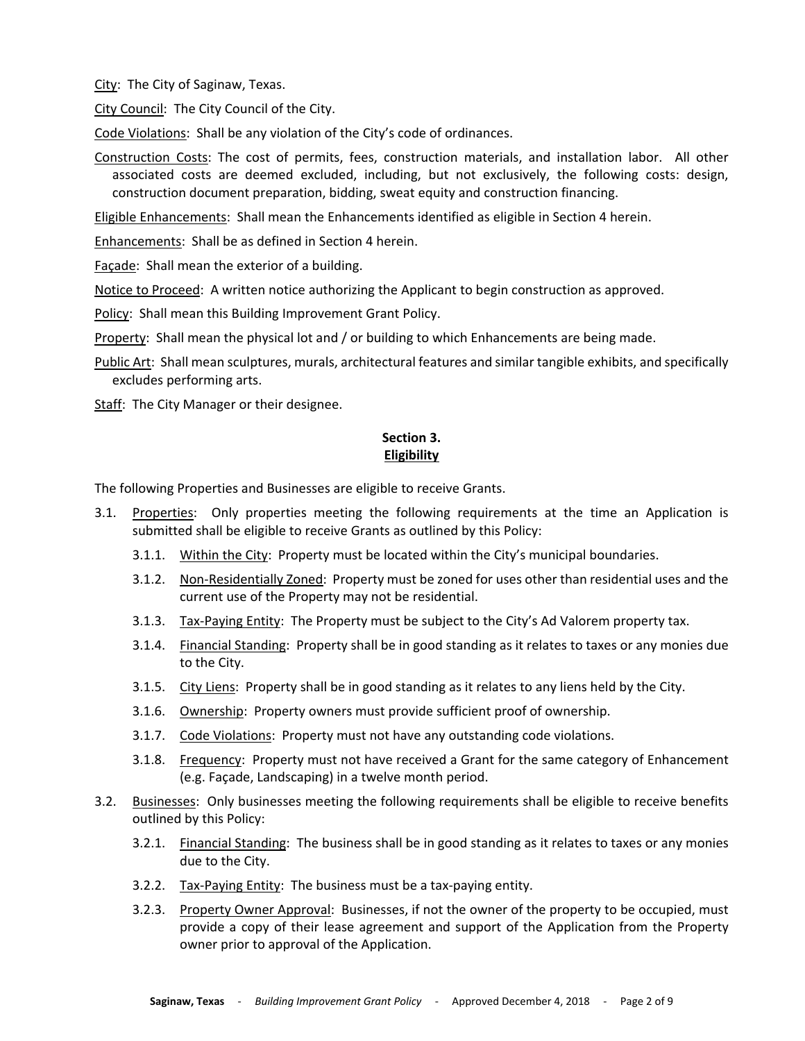<u>City</u>: The City of Saginaw, Texas.

<u>City Council</u>: The City Council of the City.

<u>Code Violations</u>: Shall be any violation of the City's code of ordinances.

<u>Construction Costs</u>: The cost of permits, fees, construction materials, and installation labor. All other associated costs are deemed excluded, including, but not exclusively, the following costs: design, construction document preparation, bidding, sweat equity and construction financing.

<u>Eligible Enhancements</u>: Shall mean the Enhancements identified as eligible in Section 4 herein.

<u>Enhancements</u>: Shall be as defined in Section 4 herein.

<u>Façade</u>: Shall mean the exterior of a building.

<u>Notice to Proceed</u>: A written notice authorizing the Applicant to begin construction as approved.

<u>Policy</u>: Shall mean this Building Improvement Grant Policy.

<u>Property</u>: Shall mean the physical lot and / or building to which Enhancements are being made.

<u>Public Art</u>: Shall mean sculptures, murals, architectural features and similar tangible exhibits, and specifically excludes performing arts.

<u>Staff</u>: The City Manager or their designee.

## Section 3.
## <u>Eligibility</u>

The following Properties and Businesses are eligible to receive Grants.

3.1. <u>Properties</u>: Only properties meeting the following requirements at the time an Application is submitted shall be eligible to receive Grants as outlined by this Policy:

- 3.1.1. <u>Within the City</u>: Property must be located within the City's municipal boundaries.
- 3.1.2. <u>Non-Residentially Zoned</u>: Property must be zoned for uses other than residential uses and the current use of the Property may not be residential.
- 3.1.3. <u>Tax-Paying Entity</u>: The Property must be subject to the City's Ad Valorem property tax.
- 3.1.4. <u>Financial Standing</u>: Property shall be in good standing as it relates to taxes or any monies due to the City.
- 3.1.5. <u>City Liens</u>: Property shall be in good standing as it relates to any liens held by the City.
- 3.1.6. <u>Ownership</u>: Property owners must provide sufficient proof of ownership.
- 3.1.7. <u>Code Violations</u>: Property must not have any outstanding code violations.
- 3.1.8. <u>Frequency</u>: Property must not have received a Grant for the same category of Enhancement (e.g. Façade, Landscaping) in a twelve month period.

3.2. <u>Businesses</u>: Only businesses meeting the following requirements shall be eligible to receive benefits outlined by this Policy:

- 3.2.1. <u>Financial Standing</u>: The business shall be in good standing as it relates to taxes or any monies due to the City.
- 3.2.2. <u>Tax-Paying Entity</u>: The business must be a tax-paying entity.
- 3.2.3. <u>Property Owner Approval</u>: Businesses, if not the owner of the property to be occupied, must provide a copy of their lease agreement and support of the Application from the Property owner prior to approval of the Application.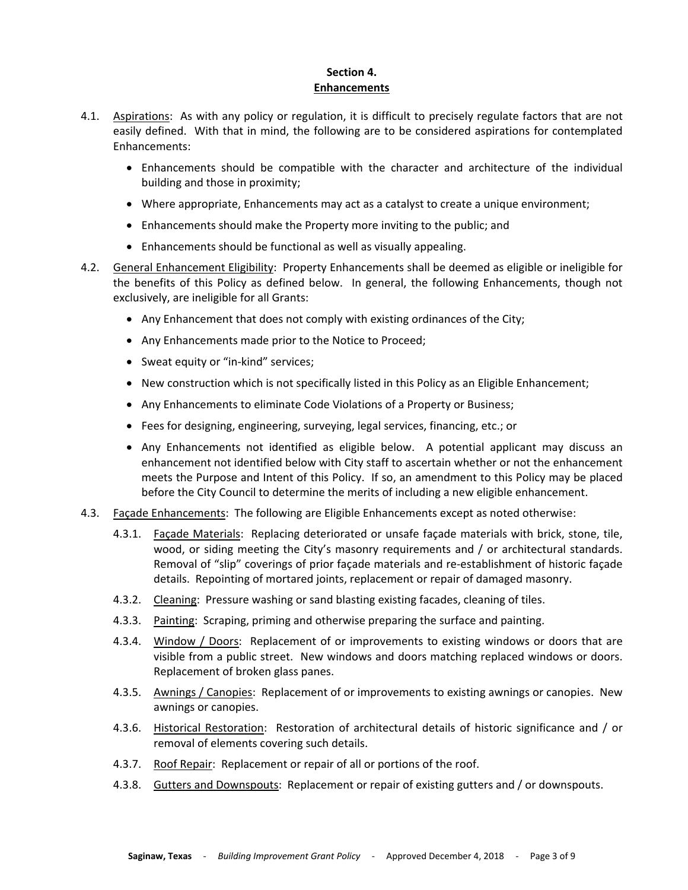## Section 4.
## Enhancements

4.1. Aspirations: As with any policy or regulation, it is difficult to precisely regulate factors that are not easily defined. With that in mind, the following are to be considered aspirations for contemplated Enhancements:

- Enhancements should be compatible with the character and architecture of the individual building and those in proximity;
- Where appropriate, Enhancements may act as a catalyst to create a unique environment;
- Enhancements should make the Property more inviting to the public; and
- Enhancements should be functional as well as visually appealing.

4.2. General Enhancement Eligibility: Property Enhancements shall be deemed as eligible or ineligible for the benefits of this Policy as defined below. In general, the following Enhancements, though not exclusively, are ineligible for all Grants:

- Any Enhancement that does not comply with existing ordinances of the City;
- Any Enhancements made prior to the Notice to Proceed;
- Sweat equity or "in-kind" services;
- New construction which is not specifically listed in this Policy as an Eligible Enhancement;
- Any Enhancements to eliminate Code Violations of a Property or Business;
- Fees for designing, engineering, surveying, legal services, financing, etc.; or
- Any Enhancements not identified as eligible below. A potential applicant may discuss an enhancement not identified below with City staff to ascertain whether or not the enhancement meets the Purpose and Intent of this Policy. If so, an amendment to this Policy may be placed before the City Council to determine the merits of including a new eligible enhancement.

4.3. Façade Enhancements: The following are Eligible Enhancements except as noted otherwise:

4.3.1. Façade Materials: Replacing deteriorated or unsafe façade materials with brick, stone, tile, wood, or siding meeting the City's masonry requirements and / or architectural standards. Removal of "slip" coverings of prior façade materials and re-establishment of historic façade details. Repointing of mortared joints, replacement or repair of damaged masonry.

4.3.2. Cleaning: Pressure washing or sand blasting existing facades, cleaning of tiles.

4.3.3. Painting: Scraping, priming and otherwise preparing the surface and painting.

4.3.4. Window / Doors: Replacement of or improvements to existing windows or doors that are visible from a public street. New windows and doors matching replaced windows or doors. Replacement of broken glass panes.

4.3.5. Awnings / Canopies: Replacement of or improvements to existing awnings or canopies. New awnings or canopies.

4.3.6. Historical Restoration: Restoration of architectural details of historic significance and / or removal of elements covering such details.

4.3.7. Roof Repair: Replacement or repair of all or portions of the roof.

4.3.8. Gutters and Downspouts: Replacement or repair of existing gutters and / or downspouts.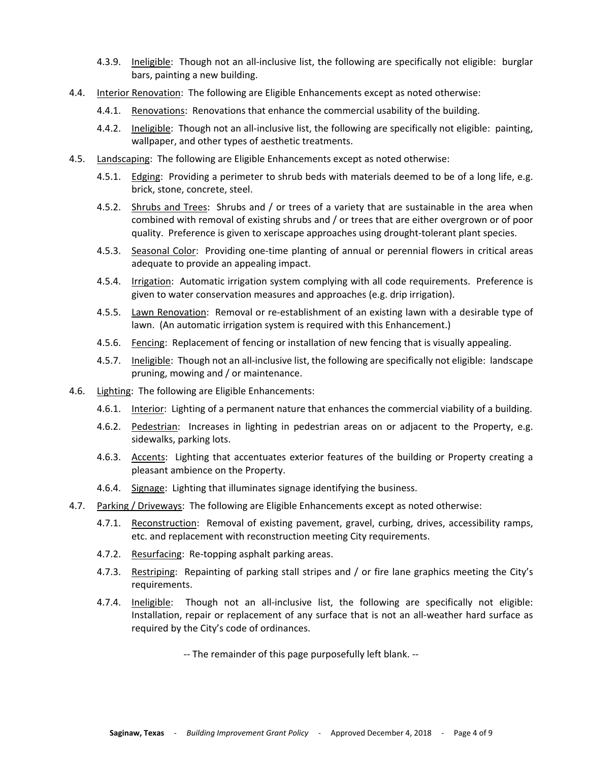4.3.9. Ineligible: Though not an all-inclusive list, the following are specifically not eligible: burglar bars, painting a new building.

4.4. Interior Renovation: The following are Eligible Enhancements except as noted otherwise:

4.4.1. Renovations: Renovations that enhance the commercial usability of the building.

4.4.2. Ineligible: Though not an all-inclusive list, the following are specifically not eligible: painting, wallpaper, and other types of aesthetic treatments.

4.5. Landscaping: The following are Eligible Enhancements except as noted otherwise:

4.5.1. Edging: Providing a perimeter to shrub beds with materials deemed to be of a long life, e.g. brick, stone, concrete, steel.

4.5.2. Shrubs and Trees: Shrubs and / or trees of a variety that are sustainable in the area when combined with removal of existing shrubs and / or trees that are either overgrown or of poor quality. Preference is given to xeriscape approaches using drought-tolerant plant species.

4.5.3. Seasonal Color: Providing one-time planting of annual or perennial flowers in critical areas adequate to provide an appealing impact.

4.5.4. Irrigation: Automatic irrigation system complying with all code requirements. Preference is given to water conservation measures and approaches (e.g. drip irrigation).

4.5.5. Lawn Renovation: Removal or re-establishment of an existing lawn with a desirable type of lawn. (An automatic irrigation system is required with this Enhancement.)

4.5.6. Fencing: Replacement of fencing or installation of new fencing that is visually appealing.

4.5.7. Ineligible: Though not an all-inclusive list, the following are specifically not eligible: landscape pruning, mowing and / or maintenance.

4.6. Lighting: The following are Eligible Enhancements:

4.6.1. Interior: Lighting of a permanent nature that enhances the commercial viability of a building.

4.6.2. Pedestrian: Increases in lighting in pedestrian areas on or adjacent to the Property, e.g. sidewalks, parking lots.

4.6.3. Accents: Lighting that accentuates exterior features of the building or Property creating a pleasant ambience on the Property.

4.6.4. Signage: Lighting that illuminates signage identifying the business.

4.7. Parking / Driveways: The following are Eligible Enhancements except as noted otherwise:

4.7.1. Reconstruction: Removal of existing pavement, gravel, curbing, drives, accessibility ramps, etc. and replacement with reconstruction meeting City requirements.

4.7.2. Resurfacing: Re-topping asphalt parking areas.

4.7.3. Restriping: Repainting of parking stall stripes and / or fire lane graphics meeting the City's requirements.

4.7.4. Ineligible: Though not an all-inclusive list, the following are specifically not eligible: Installation, repair or replacement of any surface that is not an all-weather hard surface as required by the City's code of ordinances.

-- The remainder of this page purposefully left blank. --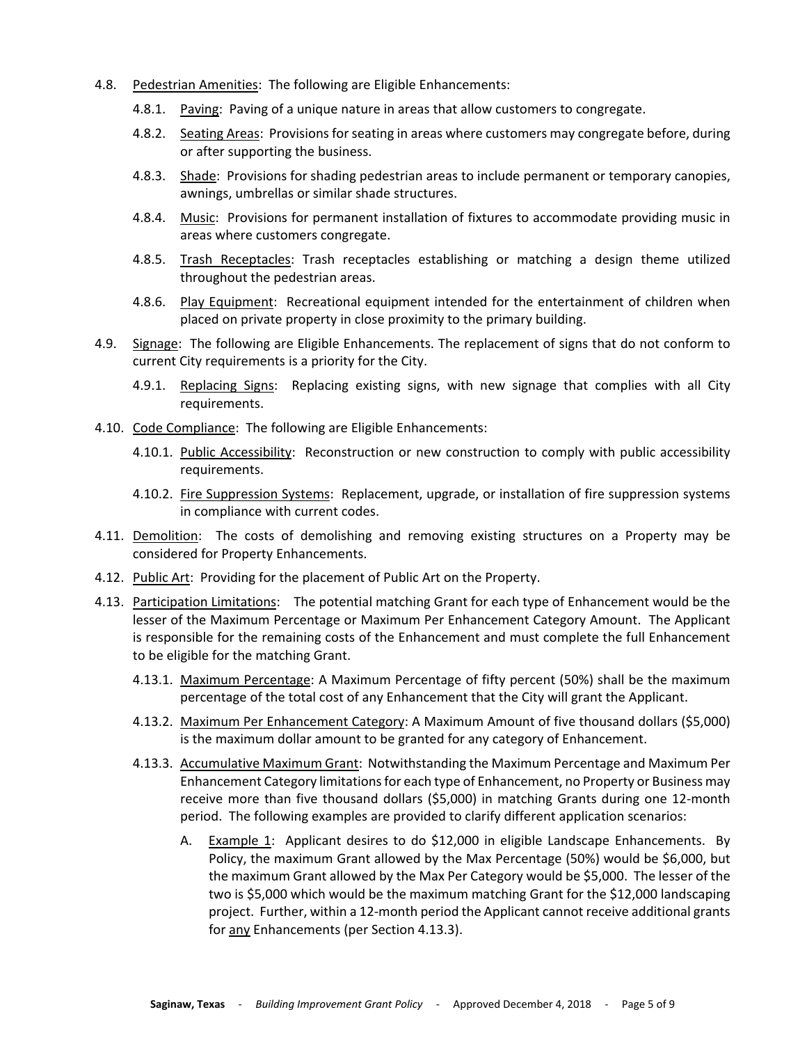4.8. <u>Pedestrian Amenities</u>: The following are Eligible Enhancements:

  4.8.1. <u>Paving</u>: Paving of a unique nature in areas that allow customers to congregate.

  4.8.2. <u>Seating Areas</u>: Provisions for seating in areas where customers may congregate before, during or after supporting the business.

  4.8.3. <u>Shade</u>: Provisions for shading pedestrian areas to include permanent or temporary canopies, awnings, umbrellas or similar shade structures.

  4.8.4. <u>Music</u>: Provisions for permanent installation of fixtures to accommodate providing music in areas where customers congregate.

  4.8.5. <u>Trash Receptacles</u>: Trash receptacles establishing or matching a design theme utilized throughout the pedestrian areas.

  4.8.6. <u>Play Equipment</u>: Recreational equipment intended for the entertainment of children when placed on private property in close proximity to the primary building.

4.9. <u>Signage</u>: The following are Eligible Enhancements. The replacement of signs that do not conform to current City requirements is a priority for the City.

  4.9.1. <u>Replacing Signs</u>: Replacing existing signs, with new signage that complies with all City requirements.

4.10. <u>Code Compliance</u>: The following are Eligible Enhancements:

  4.10.1. <u>Public Accessibility</u>: Reconstruction or new construction to comply with public accessibility requirements.

  4.10.2. <u>Fire Suppression Systems</u>: Replacement, upgrade, or installation of fire suppression systems in compliance with current codes.

4.11. <u>Demolition</u>: The costs of demolishing and removing existing structures on a Property may be considered for Property Enhancements.

4.12. <u>Public Art</u>: Providing for the placement of Public Art on the Property.

4.13. <u>Participation Limitations</u>: The potential matching Grant for each type of Enhancement would be the lesser of the Maximum Percentage or Maximum Per Enhancement Category Amount. The Applicant is responsible for the remaining costs of the Enhancement and must complete the full Enhancement to be eligible for the matching Grant.

  4.13.1. <u>Maximum Percentage</u>: A Maximum Percentage of fifty percent (50%) shall be the maximum percentage of the total cost of any Enhancement that the City will grant the Applicant.

  4.13.2. <u>Maximum Per Enhancement Category</u>: A Maximum Amount of five thousand dollars ($5,000) is the maximum dollar amount to be granted for any category of Enhancement.

  4.13.3. <u>Accumulative Maximum Grant</u>: Notwithstanding the Maximum Percentage and Maximum Per Enhancement Category limitations for each type of Enhancement, no Property or Business may receive more than five thousand dollars ($5,000) in matching Grants during one 12-month period. The following examples are provided to clarify different application scenarios:

    A. <u>Example 1</u>: Applicant desires to do $12,000 in eligible Landscape Enhancements. By Policy, the maximum Grant allowed by the Max Percentage (50%) would be $6,000, but the maximum Grant allowed by the Max Per Category would be $5,000. The lesser of the two is $5,000 which would be the maximum matching Grant for the $12,000 landscaping project. Further, within a 12-month period the Applicant cannot receive additional grants for <u>any</u> Enhancements (per Section 4.13.3).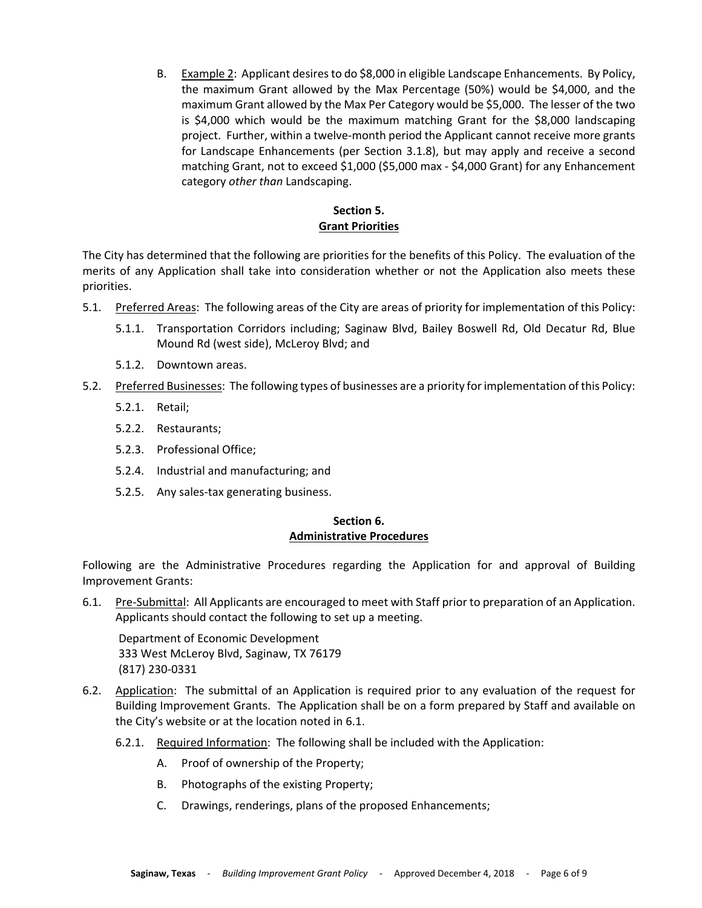B. Example 2: Applicant desires to do $8,000 in eligible Landscape Enhancements. By Policy, the maximum Grant allowed by the Max Percentage (50%) would be $4,000, and the maximum Grant allowed by the Max Per Category would be $5,000. The lesser of the two is $4,000 which would be the maximum matching Grant for the $8,000 landscaping project. Further, within a twelve-month period the Applicant cannot receive more grants for Landscape Enhancements (per Section 3.1.8), but may apply and receive a second matching Grant, not to exceed $1,000 ($5,000 max - $4,000 Grant) for any Enhancement category *other than* Landscaping.

## Section 5.
## Grant Priorities

The City has determined that the following are priorities for the benefits of this Policy. The evaluation of the merits of any Application shall take into consideration whether or not the Application also meets these priorities.

5.1. Preferred Areas: The following areas of the City are areas of priority for implementation of this Policy:

- 5.1.1. Transportation Corridors including; Saginaw Blvd, Bailey Boswell Rd, Old Decatur Rd, Blue Mound Rd (west side), McLeroy Blvd; and
- 5.1.2. Downtown areas.

5.2. Preferred Businesses: The following types of businesses are a priority for implementation of this Policy:

- 5.2.1. Retail;
- 5.2.2. Restaurants;
- 5.2.3. Professional Office;
- 5.2.4. Industrial and manufacturing; and
- 5.2.5. Any sales-tax generating business.

## Section 6.
## Administrative Procedures

Following are the Administrative Procedures regarding the Application for and approval of Building Improvement Grants:

6.1. Pre-Submittal: All Applicants are encouraged to meet with Staff prior to preparation of an Application. Applicants should contact the following to set up a meeting.

Department of Economic Development
333 West McLeroy Blvd, Saginaw, TX 76179
(817) 230-0331

6.2. Application: The submittal of an Application is required prior to any evaluation of the request for Building Improvement Grants. The Application shall be on a form prepared by Staff and available on the City's website or at the location noted in 6.1.

6.2.1. Required Information: The following shall be included with the Application:

A. Proof of ownership of the Property;

B. Photographs of the existing Property;

C. Drawings, renderings, plans of the proposed Enhancements;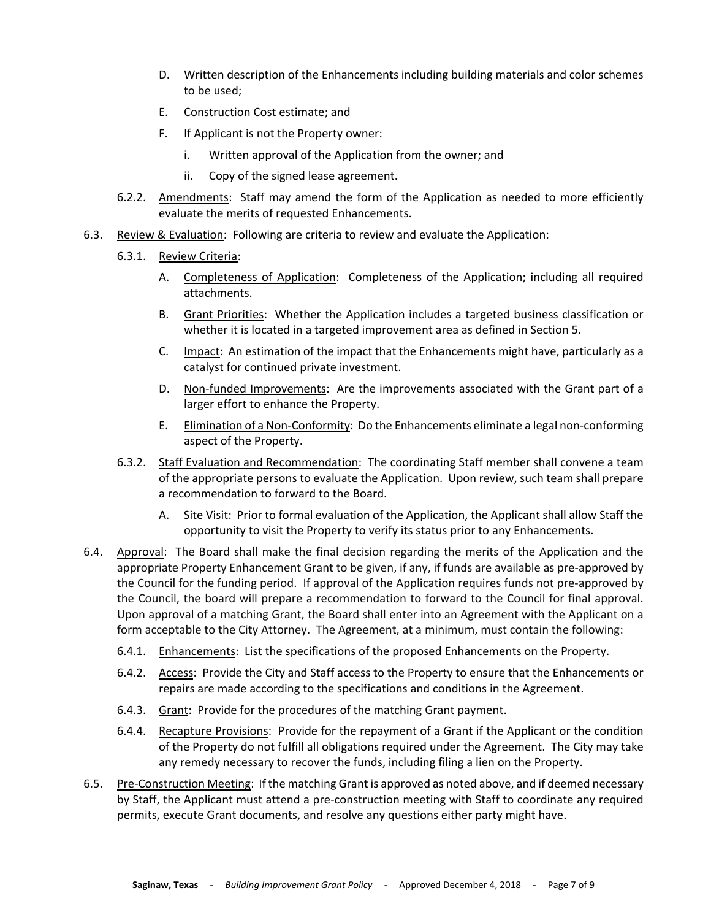D. Written description of the Enhancements including building materials and color schemes to be used;

E. Construction Cost estimate; and

F. If Applicant is not the Property owner:

   i. Written approval of the Application from the owner; and

   ii. Copy of the signed lease agreement.

6.2.2. Amendments: Staff may amend the form of the Application as needed to more efficiently evaluate the merits of requested Enhancements.

6.3. Review & Evaluation: Following are criteria to review and evaluate the Application:

6.3.1. Review Criteria:

A. Completeness of Application: Completeness of the Application; including all required attachments.

B. Grant Priorities: Whether the Application includes a targeted business classification or whether it is located in a targeted improvement area as defined in Section 5.

C. Impact: An estimation of the impact that the Enhancements might have, particularly as a catalyst for continued private investment.

D. Non-funded Improvements: Are the improvements associated with the Grant part of a larger effort to enhance the Property.

E. Elimination of a Non-Conformity: Do the Enhancements eliminate a legal non-conforming aspect of the Property.

6.3.2. Staff Evaluation and Recommendation: The coordinating Staff member shall convene a team of the appropriate persons to evaluate the Application. Upon review, such team shall prepare a recommendation to forward to the Board.

A. Site Visit: Prior to formal evaluation of the Application, the Applicant shall allow Staff the opportunity to visit the Property to verify its status prior to any Enhancements.

6.4. Approval: The Board shall make the final decision regarding the merits of the Application and the appropriate Property Enhancement Grant to be given, if any, if funds are available as pre-approved by the Council for the funding period. If approval of the Application requires funds not pre-approved by the Council, the board will prepare a recommendation to forward to the Council for final approval. Upon approval of a matching Grant, the Board shall enter into an Agreement with the Applicant on a form acceptable to the City Attorney. The Agreement, at a minimum, must contain the following:

6.4.1. Enhancements: List the specifications of the proposed Enhancements on the Property.

6.4.2. Access: Provide the City and Staff access to the Property to ensure that the Enhancements or repairs are made according to the specifications and conditions in the Agreement.

6.4.3. Grant: Provide for the procedures of the matching Grant payment.

6.4.4. Recapture Provisions: Provide for the repayment of a Grant if the Applicant or the condition of the Property do not fulfill all obligations required under the Agreement. The City may take any remedy necessary to recover the funds, including filing a lien on the Property.

6.5. Pre-Construction Meeting: If the matching Grant is approved as noted above, and if deemed necessary by Staff, the Applicant must attend a pre-construction meeting with Staff to coordinate any required permits, execute Grant documents, and resolve any questions either party might have.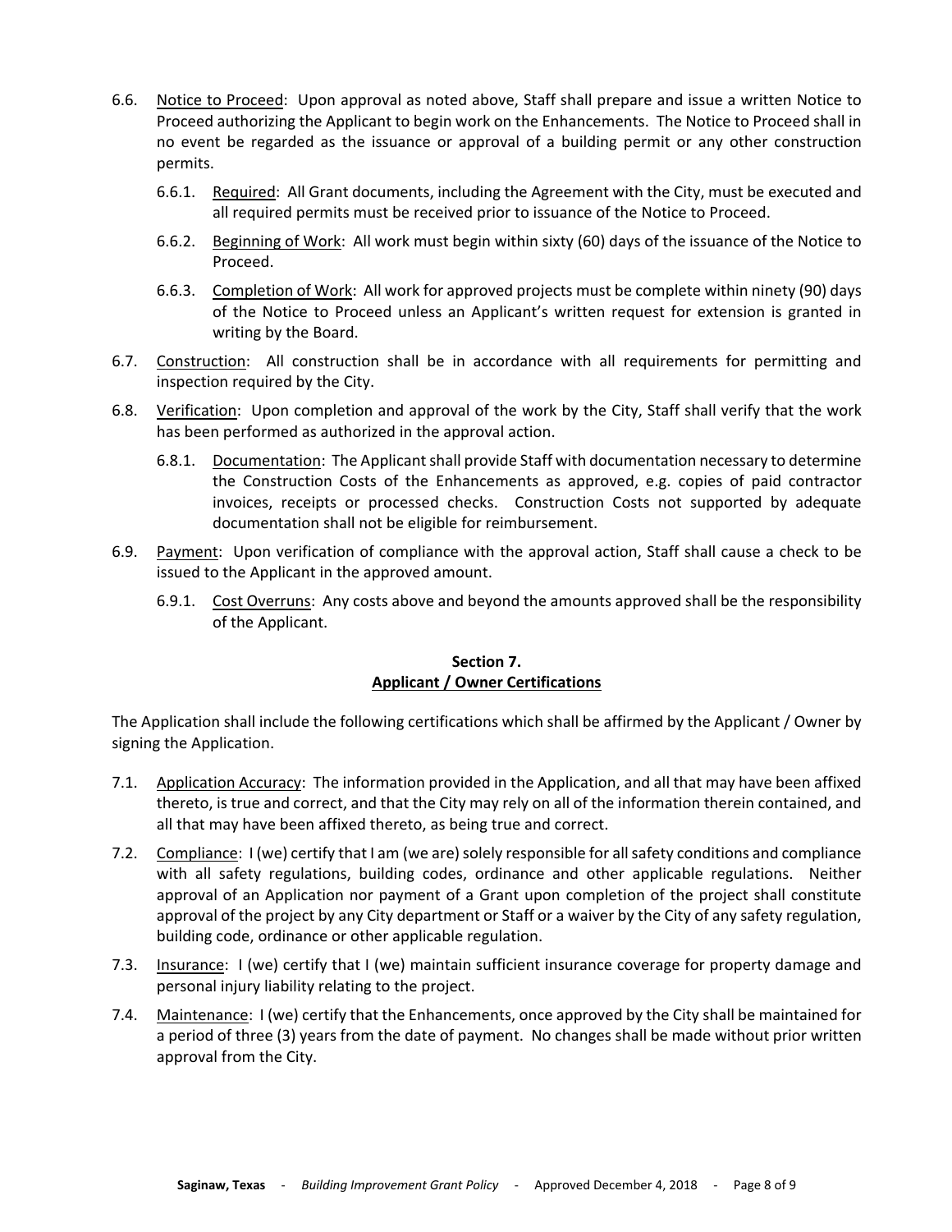6.6. Notice to Proceed: Upon approval as noted above, Staff shall prepare and issue a written Notice to Proceed authorizing the Applicant to begin work on the Enhancements. The Notice to Proceed shall in no event be regarded as the issuance or approval of a building permit or any other construction permits.

6.6.1. Required: All Grant documents, including the Agreement with the City, must be executed and all required permits must be received prior to issuance of the Notice to Proceed.

6.6.2. Beginning of Work: All work must begin within sixty (60) days of the issuance of the Notice to Proceed.

6.6.3. Completion of Work: All work for approved projects must be complete within ninety (90) days of the Notice to Proceed unless an Applicant's written request for extension is granted in writing by the Board.

6.7. Construction: All construction shall be in accordance with all requirements for permitting and inspection required by the City.

6.8. Verification: Upon completion and approval of the work by the City, Staff shall verify that the work has been performed as authorized in the approval action.

6.8.1. Documentation: The Applicant shall provide Staff with documentation necessary to determine the Construction Costs of the Enhancements as approved, e.g. copies of paid contractor invoices, receipts or processed checks. Construction Costs not supported by adequate documentation shall not be eligible for reimbursement.

6.9. Payment: Upon verification of compliance with the approval action, Staff shall cause a check to be issued to the Applicant in the approved amount.

6.9.1. Cost Overruns: Any costs above and beyond the amounts approved shall be the responsibility of the Applicant.

## Section 7.
## Applicant / Owner Certifications

The Application shall include the following certifications which shall be affirmed by the Applicant / Owner by signing the Application.

7.1. Application Accuracy: The information provided in the Application, and all that may have been affixed thereto, is true and correct, and that the City may rely on all of the information therein contained, and all that may have been affixed thereto, as being true and correct.

7.2. Compliance: I (we) certify that I am (we are) solely responsible for all safety conditions and compliance with all safety regulations, building codes, ordinance and other applicable regulations. Neither approval of an Application nor payment of a Grant upon completion of the project shall constitute approval of the project by any City department or Staff or a waiver by the City of any safety regulation, building code, ordinance or other applicable regulation.

7.3. Insurance: I (we) certify that I (we) maintain sufficient insurance coverage for property damage and personal injury liability relating to the project.

7.4. Maintenance: I (we) certify that the Enhancements, once approved by the City shall be maintained for a period of three (3) years from the date of payment. No changes shall be made without prior written approval from the City.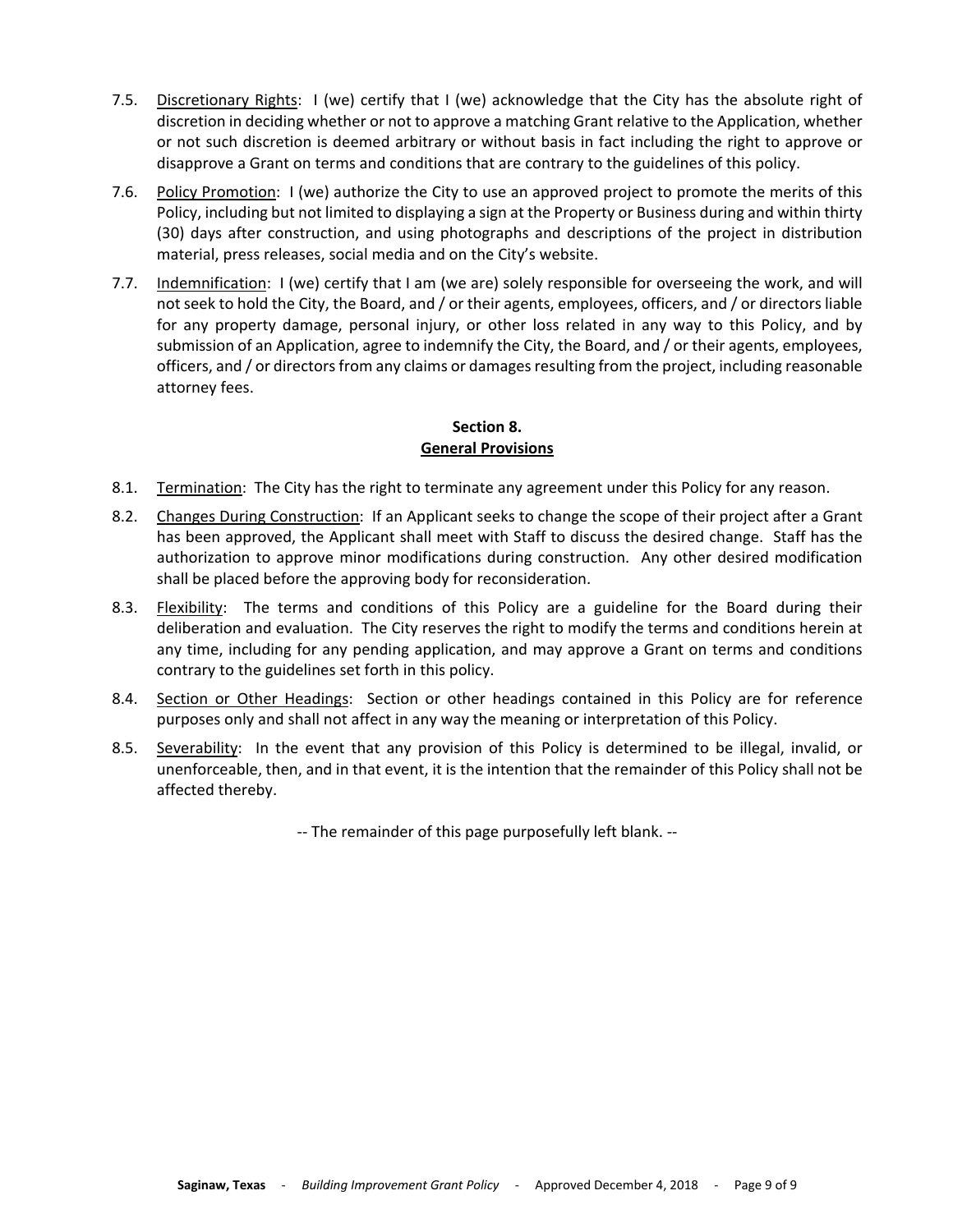7.5. Discretionary Rights: I (we) certify that I (we) acknowledge that the City has the absolute right of discretion in deciding whether or not to approve a matching Grant relative to the Application, whether or not such discretion is deemed arbitrary or without basis in fact including the right to approve or disapprove a Grant on terms and conditions that are contrary to the guidelines of this policy.

7.6. Policy Promotion: I (we) authorize the City to use an approved project to promote the merits of this Policy, including but not limited to displaying a sign at the Property or Business during and within thirty (30) days after construction, and using photographs and descriptions of the project in distribution material, press releases, social media and on the City's website.

7.7. Indemnification: I (we) certify that I am (we are) solely responsible for overseeing the work, and will not seek to hold the City, the Board, and / or their agents, employees, officers, and / or directors liable for any property damage, personal injury, or other loss related in any way to this Policy, and by submission of an Application, agree to indemnify the City, the Board, and / or their agents, employees, officers, and / or directors from any claims or damages resulting from the project, including reasonable attorney fees.

## Section 8.
## General Provisions

8.1. Termination: The City has the right to terminate any agreement under this Policy for any reason.

8.2. Changes During Construction: If an Applicant seeks to change the scope of their project after a Grant has been approved, the Applicant shall meet with Staff to discuss the desired change. Staff has the authorization to approve minor modifications during construction. Any other desired modification shall be placed before the approving body for reconsideration.

8.3. Flexibility: The terms and conditions of this Policy are a guideline for the Board during their deliberation and evaluation. The City reserves the right to modify the terms and conditions herein at any time, including for any pending application, and may approve a Grant on terms and conditions contrary to the guidelines set forth in this policy.

8.4. Section or Other Headings: Section or other headings contained in this Policy are for reference purposes only and shall not affect in any way the meaning or interpretation of this Policy.

8.5. Severability: In the event that any provision of this Policy is determined to be illegal, invalid, or unenforceable, then, and in that event, it is the intention that the remainder of this Policy shall not be affected thereby.

-- The remainder of this page purposefully left blank. --